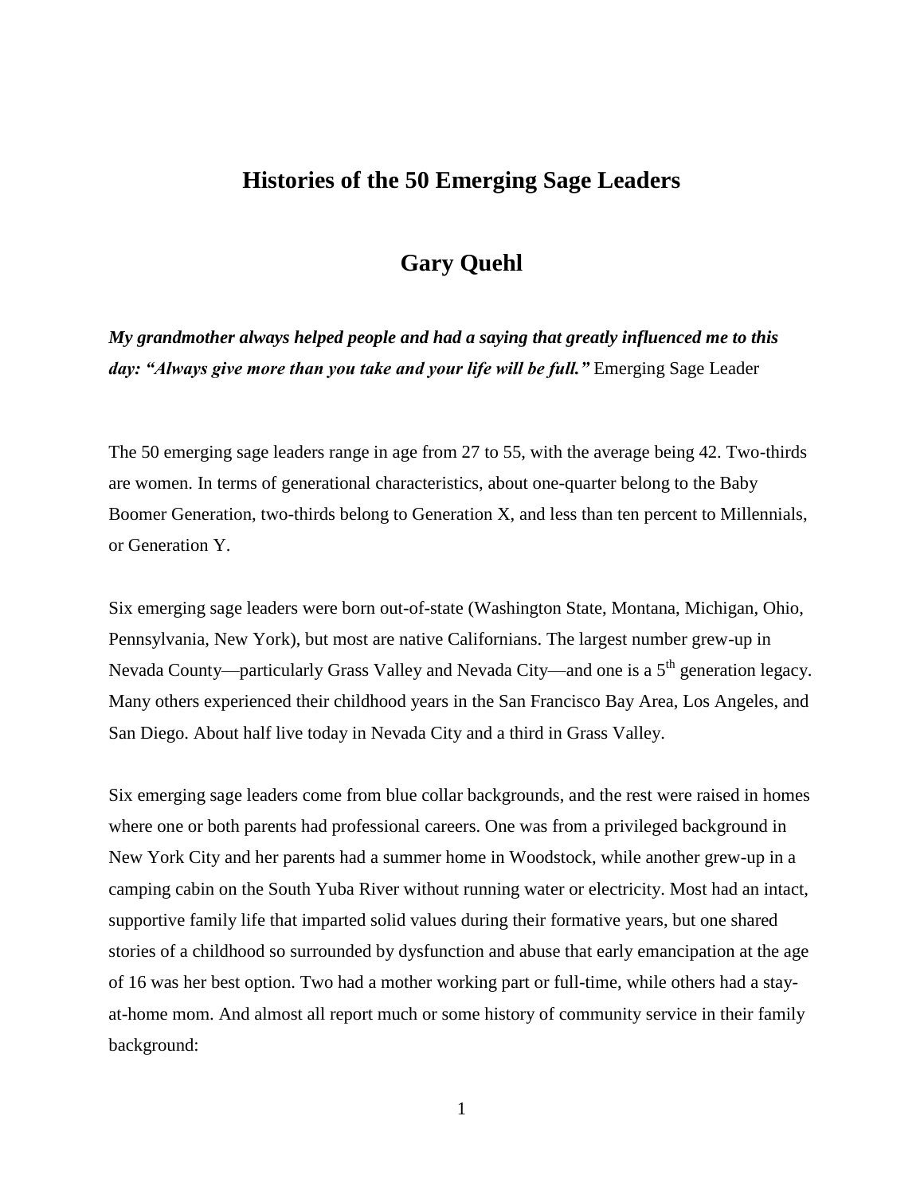# Histories of the 50 Emerging Sage Leaders

## Gary Quehl

***My grandmother always helped people and had a saying that greatly influenced me to this day: "Always give more than you take and your life will be full."*** Emerging Sage Leader

The 50 emerging sage leaders range in age from 27 to 55, with the average being 42. Two-thirds are women. In terms of generational characteristics, about one-quarter belong to the Baby Boomer Generation, two-thirds belong to Generation X, and less than ten percent to Millennials, or Generation Y.

Six emerging sage leaders were born out-of-state (Washington State, Montana, Michigan, Ohio, Pennsylvania, New York), but most are native Californians. The largest number grew-up in Nevada County—particularly Grass Valley and Nevada City—and one is a 5th generation legacy. Many others experienced their childhood years in the San Francisco Bay Area, Los Angeles, and San Diego. About half live today in Nevada City and a third in Grass Valley.

Six emerging sage leaders come from blue collar backgrounds, and the rest were raised in homes where one or both parents had professional careers. One was from a privileged background in New York City and her parents had a summer home in Woodstock, while another grew-up in a camping cabin on the South Yuba River without running water or electricity. Most had an intact, supportive family life that imparted solid values during their formative years, but one shared stories of a childhood so surrounded by dysfunction and abuse that early emancipation at the age of 16 was her best option. Two had a mother working part or full-time, while others had a stay-at-home mom. And almost all report much or some history of community service in their family background: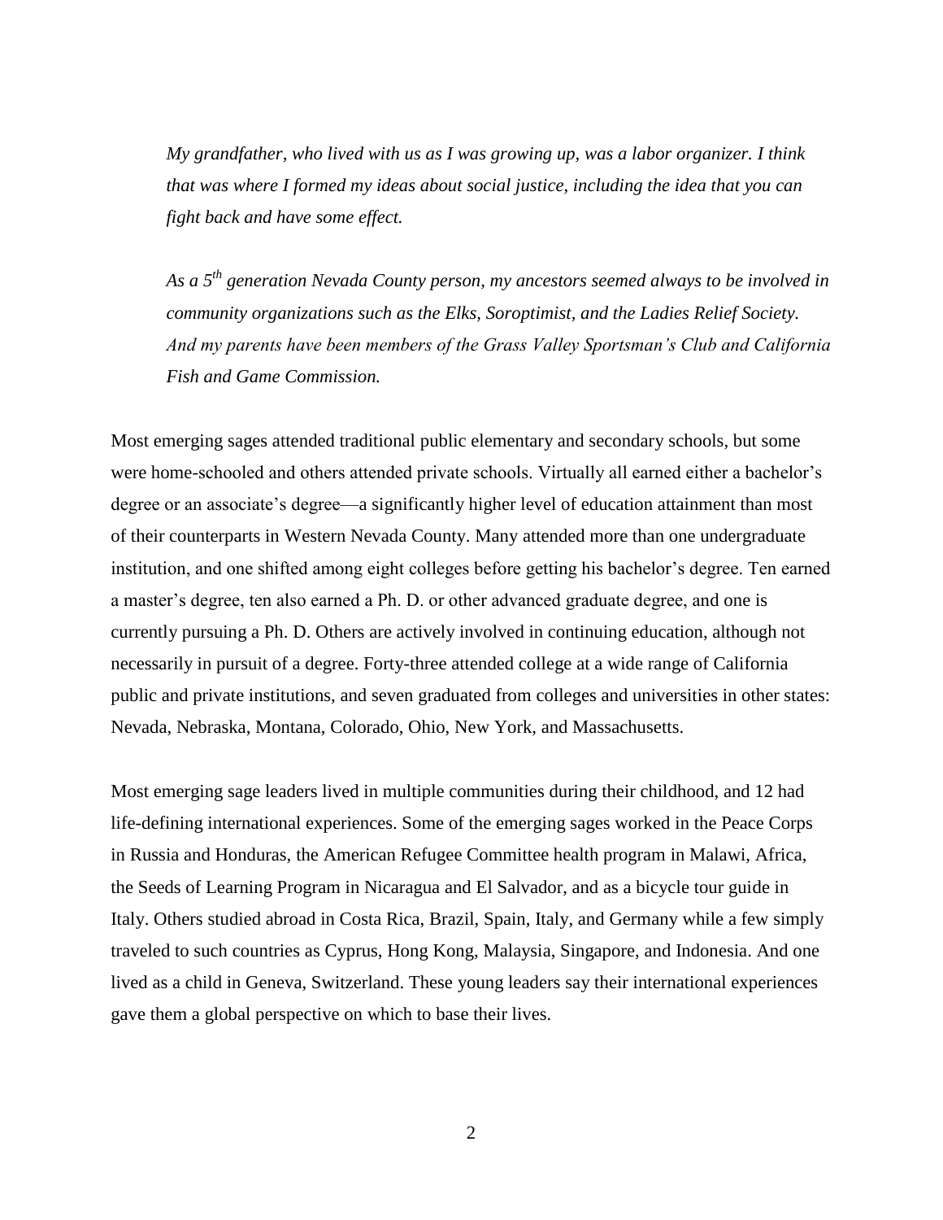*My grandfather, who lived with us as I was growing up, was a labor organizer. I think that was where I formed my ideas about social justice, including the idea that you can fight back and have some effect.*

*As a 5th generation Nevada County person, my ancestors seemed always to be involved in community organizations such as the Elks, Soroptimist, and the Ladies Relief Society. And my parents have been members of the Grass Valley Sportsman's Club and California Fish and Game Commission.*

Most emerging sages attended traditional public elementary and secondary schools, but some were home-schooled and others attended private schools. Virtually all earned either a bachelor's degree or an associate's degree—a significantly higher level of education attainment than most of their counterparts in Western Nevada County. Many attended more than one undergraduate institution, and one shifted among eight colleges before getting his bachelor's degree. Ten earned a master's degree, ten also earned a Ph. D. or other advanced graduate degree, and one is currently pursuing a Ph. D. Others are actively involved in continuing education, although not necessarily in pursuit of a degree. Forty-three attended college at a wide range of California public and private institutions, and seven graduated from colleges and universities in other states: Nevada, Nebraska, Montana, Colorado, Ohio, New York, and Massachusetts.

Most emerging sage leaders lived in multiple communities during their childhood, and 12 had life-defining international experiences. Some of the emerging sages worked in the Peace Corps in Russia and Honduras, the American Refugee Committee health program in Malawi, Africa, the Seeds of Learning Program in Nicaragua and El Salvador, and as a bicycle tour guide in Italy. Others studied abroad in Costa Rica, Brazil, Spain, Italy, and Germany while a few simply traveled to such countries as Cyprus, Hong Kong, Malaysia, Singapore, and Indonesia. And one lived as a child in Geneva, Switzerland. These young leaders say their international experiences gave them a global perspective on which to base their lives.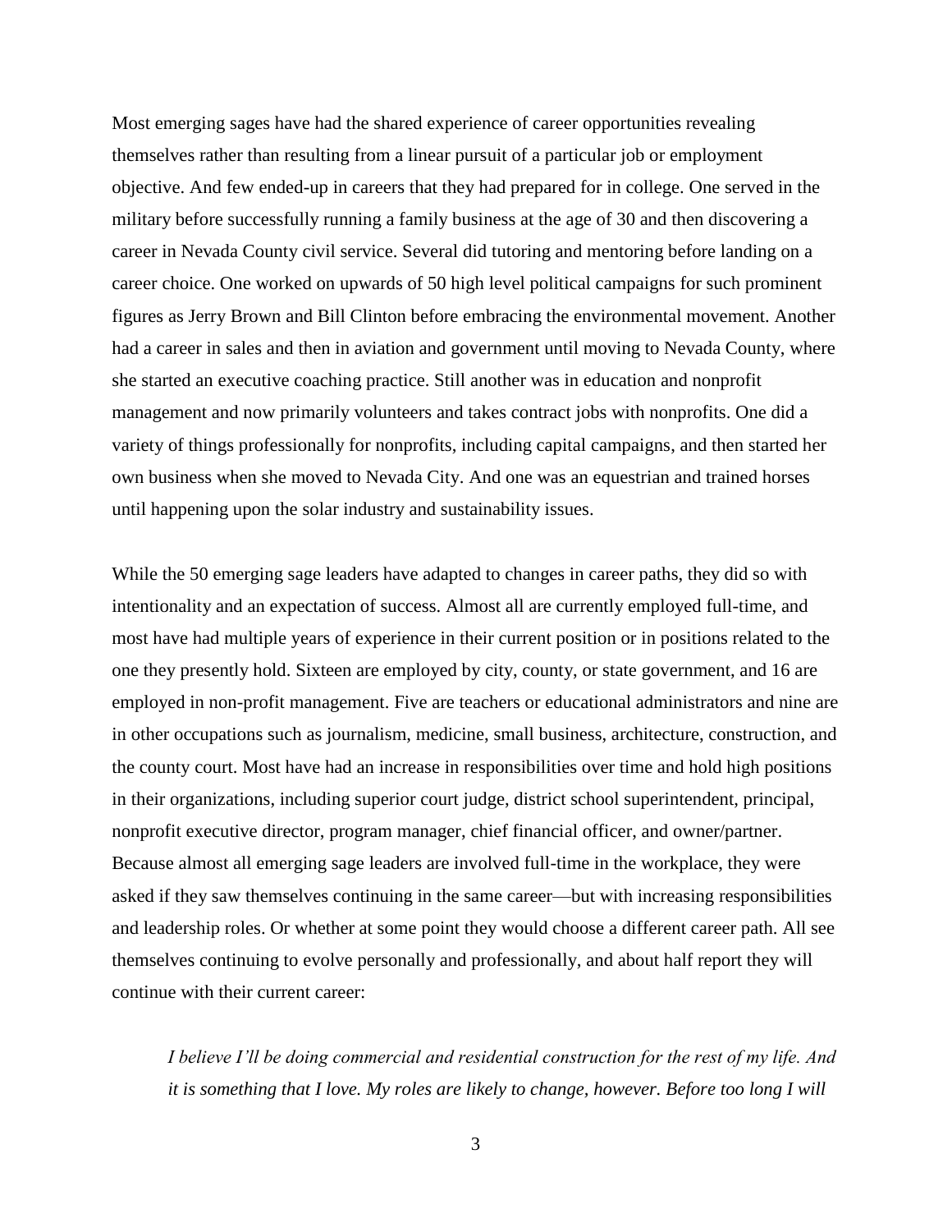Most emerging sages have had the shared experience of career opportunities revealing themselves rather than resulting from a linear pursuit of a particular job or employment objective. And few ended-up in careers that they had prepared for in college. One served in the military before successfully running a family business at the age of 30 and then discovering a career in Nevada County civil service. Several did tutoring and mentoring before landing on a career choice. One worked on upwards of 50 high level political campaigns for such prominent figures as Jerry Brown and Bill Clinton before embracing the environmental movement. Another had a career in sales and then in aviation and government until moving to Nevada County, where she started an executive coaching practice. Still another was in education and nonprofit management and now primarily volunteers and takes contract jobs with nonprofits. One did a variety of things professionally for nonprofits, including capital campaigns, and then started her own business when she moved to Nevada City. And one was an equestrian and trained horses until happening upon the solar industry and sustainability issues.

While the 50 emerging sage leaders have adapted to changes in career paths, they did so with intentionality and an expectation of success. Almost all are currently employed full-time, and most have had multiple years of experience in their current position or in positions related to the one they presently hold. Sixteen are employed by city, county, or state government, and 16 are employed in non-profit management. Five are teachers or educational administrators and nine are in other occupations such as journalism, medicine, small business, architecture, construction, and the county court. Most have had an increase in responsibilities over time and hold high positions in their organizations, including superior court judge, district school superintendent, principal, nonprofit executive director, program manager, chief financial officer, and owner/partner. Because almost all emerging sage leaders are involved full-time in the workplace, they were asked if they saw themselves continuing in the same career—but with increasing responsibilities and leadership roles. Or whether at some point they would choose a different career path. All see themselves continuing to evolve personally and professionally, and about half report they will continue with their current career:

> *I believe I'll be doing commercial and residential construction for the rest of my life. And it is something that I love. My roles are likely to change, however. Before too long I will*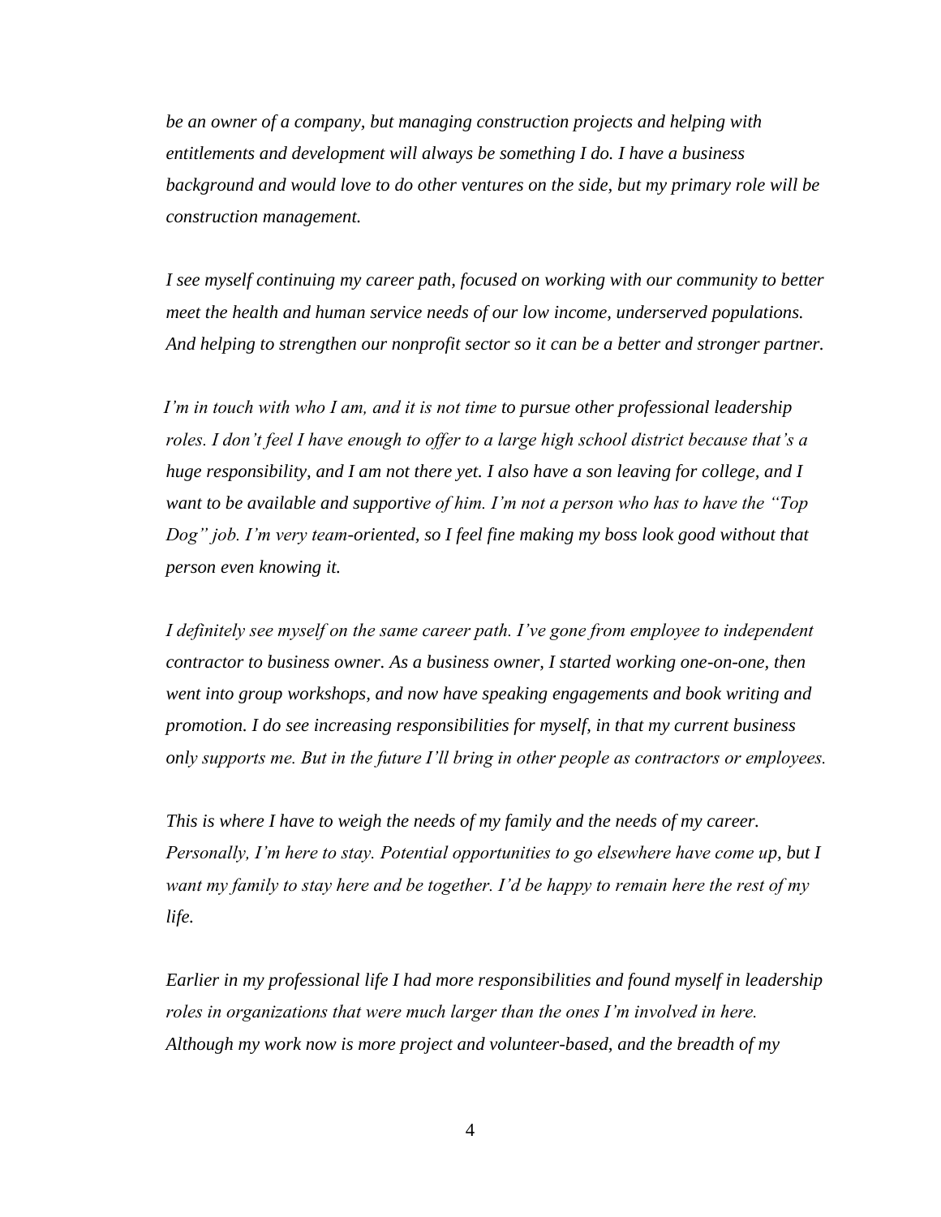*be an owner of a company, but managing construction projects and helping with entitlements and development will always be something I do. I have a business background and would love to do other ventures on the side, but my primary role will be construction management.*

*I see myself continuing my career path, focused on working with our community to better meet the health and human service needs of our low income, underserved populations. And helping to strengthen our nonprofit sector so it can be a better and stronger partner.*

*I'm in touch with who I am, and it is not time to pursue other professional leadership roles. I don't feel I have enough to offer to a large high school district because that's a huge responsibility, and I am not there yet. I also have a son leaving for college, and I want to be available and supportive of him. I'm not a person who has to have the "Top Dog" job. I'm very team-oriented, so I feel fine making my boss look good without that person even knowing it.*

*I definitely see myself on the same career path. I've gone from employee to independent contractor to business owner. As a business owner, I started working one-on-one, then went into group workshops, and now have speaking engagements and book writing and promotion. I do see increasing responsibilities for myself, in that my current business only supports me. But in the future I'll bring in other people as contractors or employees.*

*This is where I have to weigh the needs of my family and the needs of my career. Personally, I'm here to stay. Potential opportunities to go elsewhere have come up, but I want my family to stay here and be together. I'd be happy to remain here the rest of my life.*

*Earlier in my professional life I had more responsibilities and found myself in leadership roles in organizations that were much larger than the ones I'm involved in here. Although my work now is more project and volunteer-based, and the breadth of my*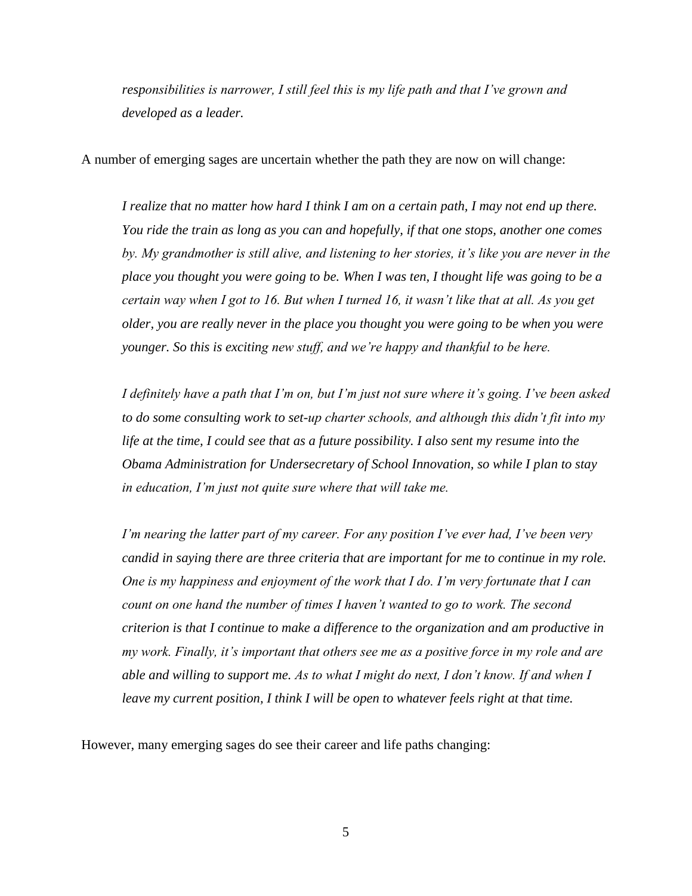*responsibilities is narrower, I still feel this is my life path and that I've grown and developed as a leader.*

A number of emerging sages are uncertain whether the path they are now on will change:

> *I realize that no matter how hard I think I am on a certain path, I may not end up there. You ride the train as long as you can and hopefully, if that one stops, another one comes by. My grandmother is still alive, and listening to her stories, it's like you are never in the place you thought you were going to be. When I was ten, I thought life was going to be a certain way when I got to 16. But when I turned 16, it wasn't like that at all. As you get older, you are really never in the place you thought you were going to be when you were younger. So this is exciting new stuff, and we're happy and thankful to be here.*

> *I definitely have a path that I'm on, but I'm just not sure where it's going. I've been asked to do some consulting work to set-up charter schools, and although this didn't fit into my life at the time, I could see that as a future possibility. I also sent my resume into the Obama Administration for Undersecretary of School Innovation, so while I plan to stay in education, I'm just not quite sure where that will take me.*

> *I'm nearing the latter part of my career. For any position I've ever had, I've been very candid in saying there are three criteria that are important for me to continue in my role. One is my happiness and enjoyment of the work that I do. I'm very fortunate that I can count on one hand the number of times I haven't wanted to go to work. The second criterion is that I continue to make a difference to the organization and am productive in my work. Finally, it's important that others see me as a positive force in my role and are able and willing to support me. As to what I might do next, I don't know. If and when I leave my current position, I think I will be open to whatever feels right at that time.*

However, many emerging sages do see their career and life paths changing: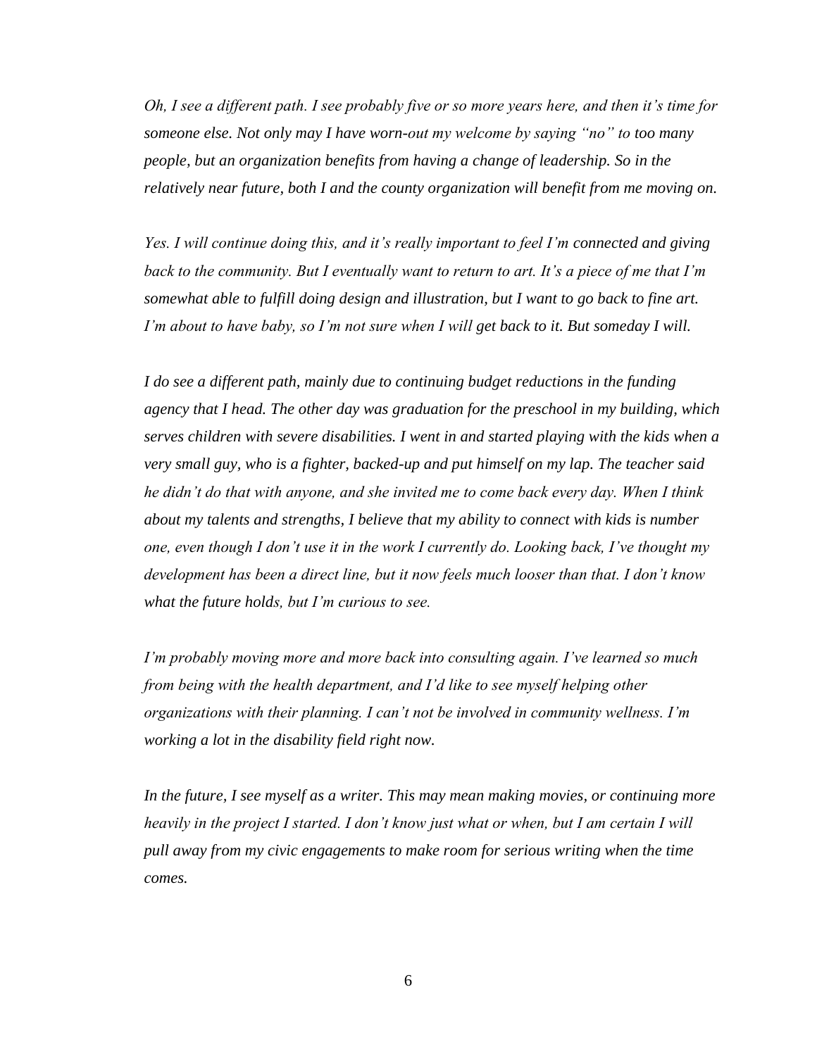*Oh, I see a different path. I see probably five or so more years here, and then it's time for someone else. Not only may I have worn-out my welcome by saying "no" to too many people, but an organization benefits from having a change of leadership. So in the relatively near future, both I and the county organization will benefit from me moving on.*

*Yes. I will continue doing this, and it's really important to feel I'm connected and giving back to the community. But I eventually want to return to art. It's a piece of me that I'm somewhat able to fulfill doing design and illustration, but I want to go back to fine art. I'm about to have baby, so I'm not sure when I will get back to it. But someday I will.*

*I do see a different path, mainly due to continuing budget reductions in the funding agency that I head. The other day was graduation for the preschool in my building, which serves children with severe disabilities. I went in and started playing with the kids when a very small guy, who is a fighter, backed-up and put himself on my lap. The teacher said he didn't do that with anyone, and she invited me to come back every day. When I think about my talents and strengths, I believe that my ability to connect with kids is number one, even though I don't use it in the work I currently do. Looking back, I've thought my development has been a direct line, but it now feels much looser than that. I don't know what the future holds, but I'm curious to see.*

*I'm probably moving more and more back into consulting again. I've learned so much from being with the health department, and I'd like to see myself helping other organizations with their planning. I can't not be involved in community wellness. I'm working a lot in the disability field right now.*

*In the future, I see myself as a writer. This may mean making movies, or continuing more heavily in the project I started. I don't know just what or when, but I am certain I will pull away from my civic engagements to make room for serious writing when the time comes.*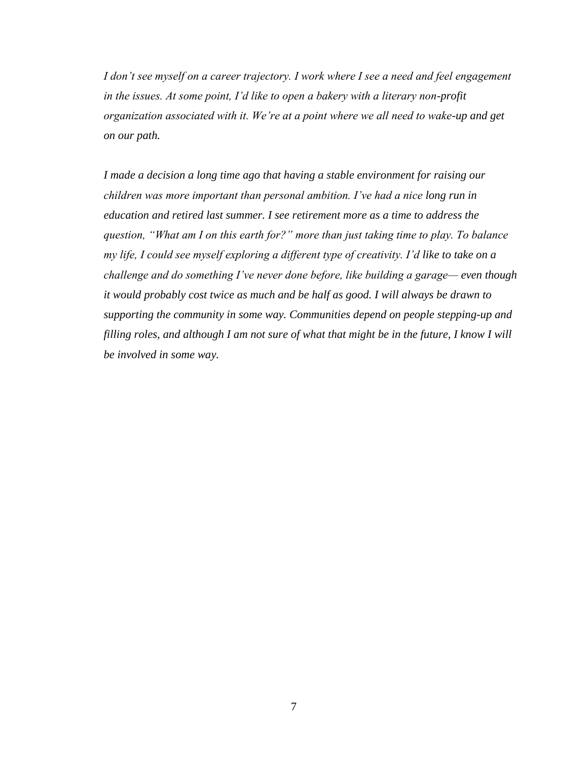*I don't see myself on a career trajectory. I work where I see a need and feel engagement in the issues. At some point, I'd like to open a bakery with a literary non-profit organization associated with it. We're at a point where we all need to wake-up and get on our path.*

*I made a decision a long time ago that having a stable environment for raising our children was more important than personal ambition. I've had a nice long run in education and retired last summer. I see retirement more as a time to address the question, "What am I on this earth for?" more than just taking time to play. To balance my life, I could see myself exploring a different type of creativity. I'd like to take on a challenge and do something I've never done before, like building a garage— even though it would probably cost twice as much and be half as good. I will always be drawn to supporting the community in some way. Communities depend on people stepping-up and filling roles, and although I am not sure of what that might be in the future, I know I will be involved in some way.*